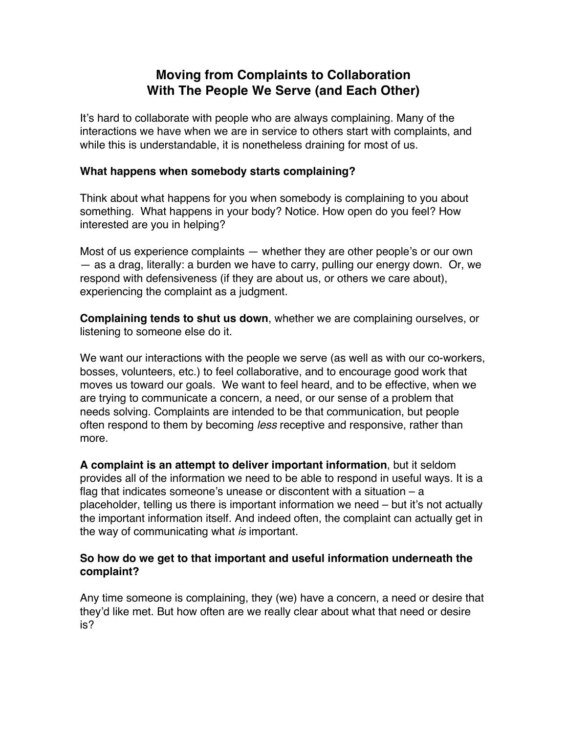# Moving from Complaints to Collaboration With The People We Serve (and Each Other)

It's hard to collaborate with people who are always complaining. Many of the interactions we have when we are in service to others start with complaints, and while this is understandable, it is nonetheless draining for most of us.

**What happens when somebody starts complaining?**

Think about what happens for you when somebody is complaining to you about something. What happens in your body? Notice. How open do you feel? How interested are you in helping?

Most of us experience complaints — whether they are other people's or our own — as a drag, literally: a burden we have to carry, pulling our energy down. Or, we respond with defensiveness (if they are about us, or others we care about), experiencing the complaint as a judgment.

**Complaining tends to shut us down**, whether we are complaining ourselves, or listening to someone else do it.

We want our interactions with the people we serve (as well as with our co-workers, bosses, volunteers, etc.) to feel collaborative, and to encourage good work that moves us toward our goals. We want to feel heard, and to be effective, when we are trying to communicate a concern, a need, or our sense of a problem that needs solving. Complaints are intended to be that communication, but people often respond to them by becoming *less* receptive and responsive, rather than more.

**A complaint is an attempt to deliver important information**, but it seldom provides all of the information we need to be able to respond in useful ways. It is a flag that indicates someone's unease or discontent with a situation – a placeholder, telling us there is important information we need – but it's not actually the important information itself. And indeed often, the complaint can actually get in the way of communicating what *is* important.

**So how do we get to that important and useful information underneath the complaint?**

Any time someone is complaining, they (we) have a concern, a need or desire that they'd like met. But how often are we really clear about what that need or desire is?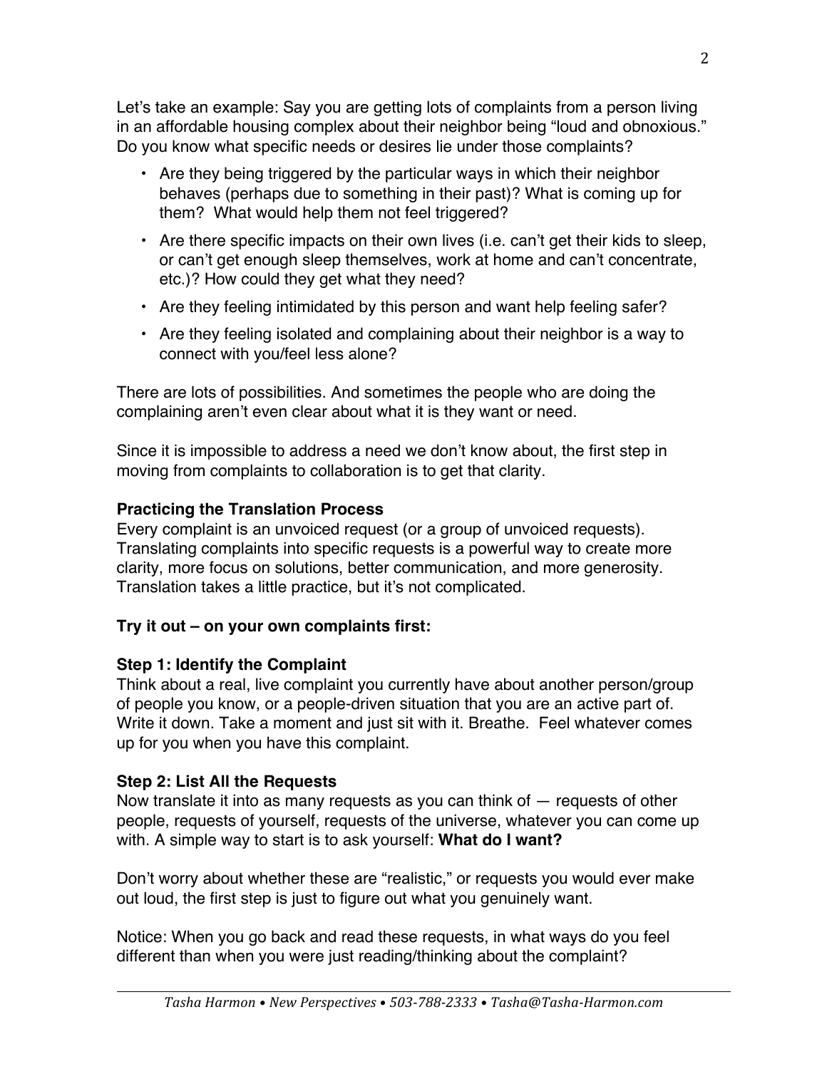Let's take an example: Say you are getting lots of complaints from a person living in an affordable housing complex about their neighbor being "loud and obnoxious." Do you know what specific needs or desires lie under those complaints?

- Are they being triggered by the particular ways in which their neighbor behaves (perhaps due to something in their past)? What is coming up for them? What would help them not feel triggered?
- Are there specific impacts on their own lives (i.e. can't get their kids to sleep, or can't get enough sleep themselves, work at home and can't concentrate, etc.)? How could they get what they need?
- Are they feeling intimidated by this person and want help feeling safer?
- Are they feeling isolated and complaining about their neighbor is a way to connect with you/feel less alone?

There are lots of possibilities. And sometimes the people who are doing the complaining aren't even clear about what it is they want or need.

Since it is impossible to address a need we don't know about, the first step in moving from complaints to collaboration is to get that clarity.

**Practicing the Translation Process**

Every complaint is an unvoiced request (or a group of unvoiced requests). Translating complaints into specific requests is a powerful way to create more clarity, more focus on solutions, better communication, and more generosity. Translation takes a little practice, but it's not complicated.

**Try it out – on your own complaints first:**

**Step 1: Identify the Complaint**

Think about a real, live complaint you currently have about another person/group of people you know, or a people-driven situation that you are an active part of. Write it down. Take a moment and just sit with it. Breathe. Feel whatever comes up for you when you have this complaint.

**Step 2: List All the Requests**

Now translate it into as many requests as you can think of — requests of other people, requests of yourself, requests of the universe, whatever you can come up with. A simple way to start is to ask yourself: **What do I want?**

Don't worry about whether these are "realistic," or requests you would ever make out loud, the first step is just to figure out what you genuinely want.

Notice: When you go back and read these requests, in what ways do you feel different than when you were just reading/thinking about the complaint?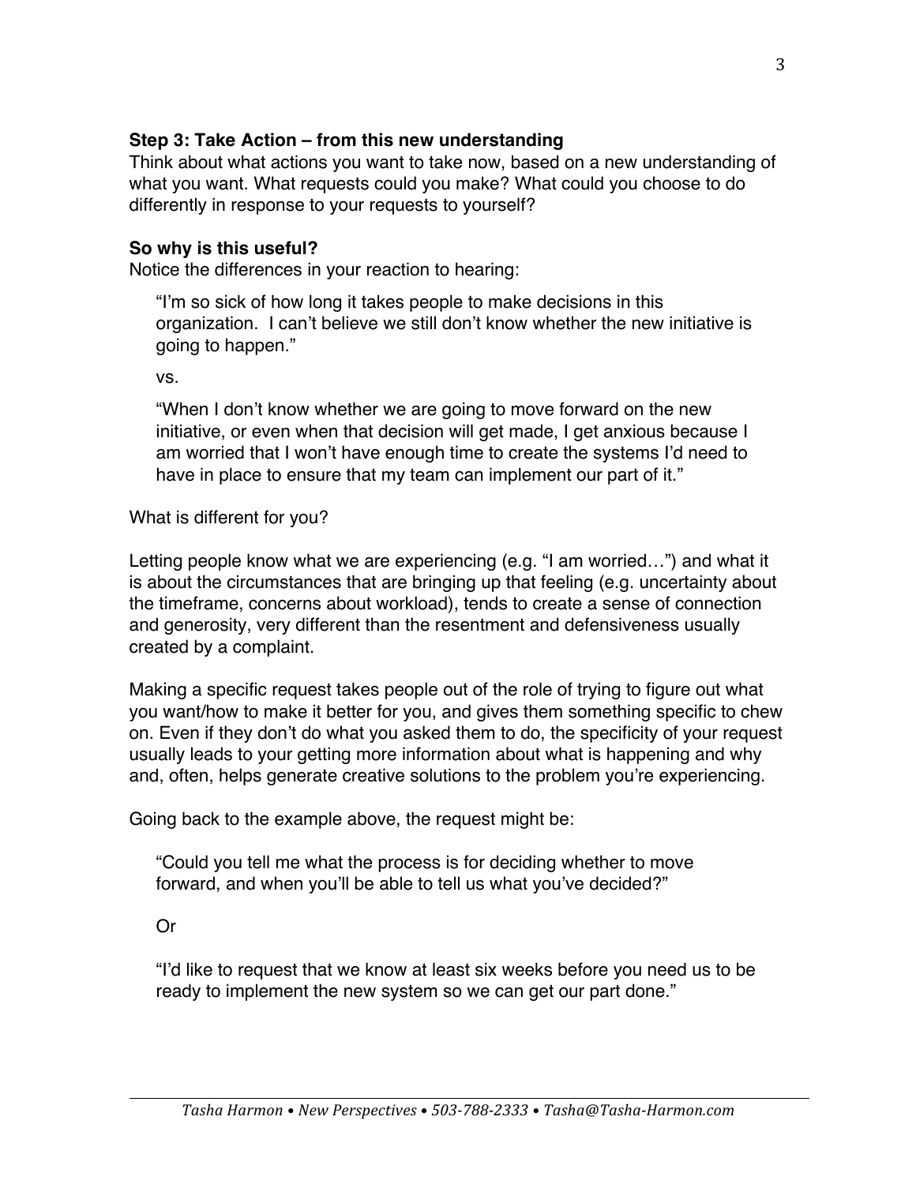**Step 3: Take Action – from this new understanding**

Think about what actions you want to take now, based on a new understanding of what you want. What requests could you make? What could you choose to do differently in response to your requests to yourself?

**So why is this useful?**

Notice the differences in your reaction to hearing:

> "I'm so sick of how long it takes people to make decisions in this organization. I can't believe we still don't know whether the new initiative is going to happen."
>
> vs.
>
> "When I don't know whether we are going to move forward on the new initiative, or even when that decision will get made, I get anxious because I am worried that I won't have enough time to create the systems I'd need to have in place to ensure that my team can implement our part of it."

What is different for you?

Letting people know what we are experiencing (e.g. "I am worried…") and what it is about the circumstances that are bringing up that feeling (e.g. uncertainty about the timeframe, concerns about workload), tends to create a sense of connection and generosity, very different than the resentment and defensiveness usually created by a complaint.

Making a specific request takes people out of the role of trying to figure out what you want/how to make it better for you, and gives them something specific to chew on. Even if they don't do what you asked them to do, the specificity of your request usually leads to your getting more information about what is happening and why and, often, helps generate creative solutions to the problem you're experiencing.

Going back to the example above, the request might be:

> "Could you tell me what the process is for deciding whether to move forward, and when you'll be able to tell us what you've decided?"
>
> Or
>
> "I'd like to request that we know at least six weeks before you need us to be ready to implement the new system so we can get our part done."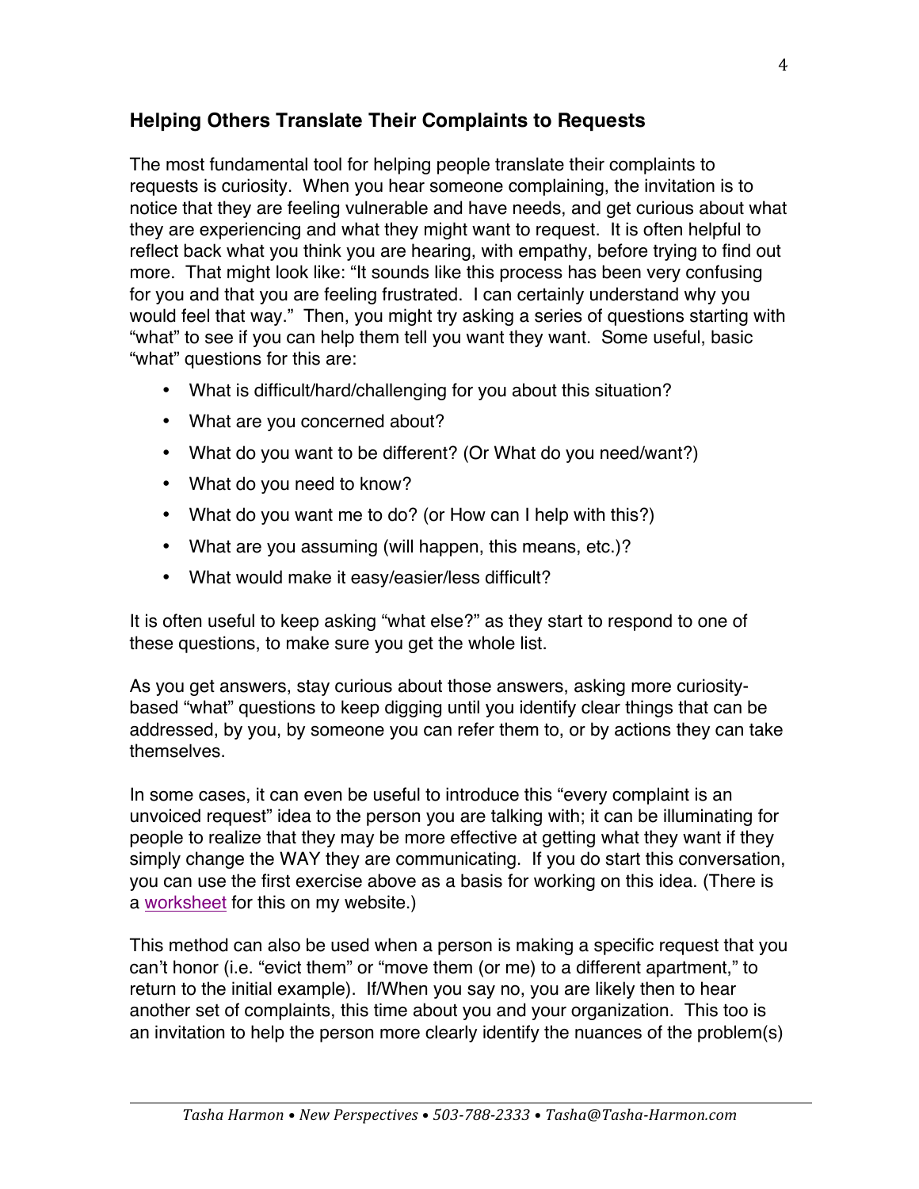## Helping Others Translate Their Complaints to Requests

The most fundamental tool for helping people translate their complaints to requests is curiosity. When you hear someone complaining, the invitation is to notice that they are feeling vulnerable and have needs, and get curious about what they are experiencing and what they might want to request. It is often helpful to reflect back what you think you are hearing, with empathy, before trying to find out more. That might look like: "It sounds like this process has been very confusing for you and that you are feeling frustrated. I can certainly understand why you would feel that way." Then, you might try asking a series of questions starting with "what" to see if you can help them tell you want they want. Some useful, basic "what" questions for this are:

- What is difficult/hard/challenging for you about this situation?
- What are you concerned about?
- What do you want to be different? (Or What do you need/want?)
- What do you need to know?
- What do you want me to do? (or How can I help with this?)
- What are you assuming (will happen, this means, etc.)?
- What would make it easy/easier/less difficult?

It is often useful to keep asking "what else?" as they start to respond to one of these questions, to make sure you get the whole list.

As you get answers, stay curious about those answers, asking more curiosity-based "what" questions to keep digging until you identify clear things that can be addressed, by you, by someone you can refer them to, or by actions they can take themselves.

In some cases, it can even be useful to introduce this "every complaint is an unvoiced request" idea to the person you are talking with; it can be illuminating for people to realize that they may be more effective at getting what they want if they simply change the WAY they are communicating. If you do start this conversation, you can use the first exercise above as a basis for working on this idea. (There is a worksheet for this on my website.)

This method can also be used when a person is making a specific request that you can't honor (i.e. "evict them" or "move them (or me) to a different apartment," to return to the initial example). If/When you say no, you are likely then to hear another set of complaints, this time about you and your organization. This too is an invitation to help the person more clearly identify the nuances of the problem(s)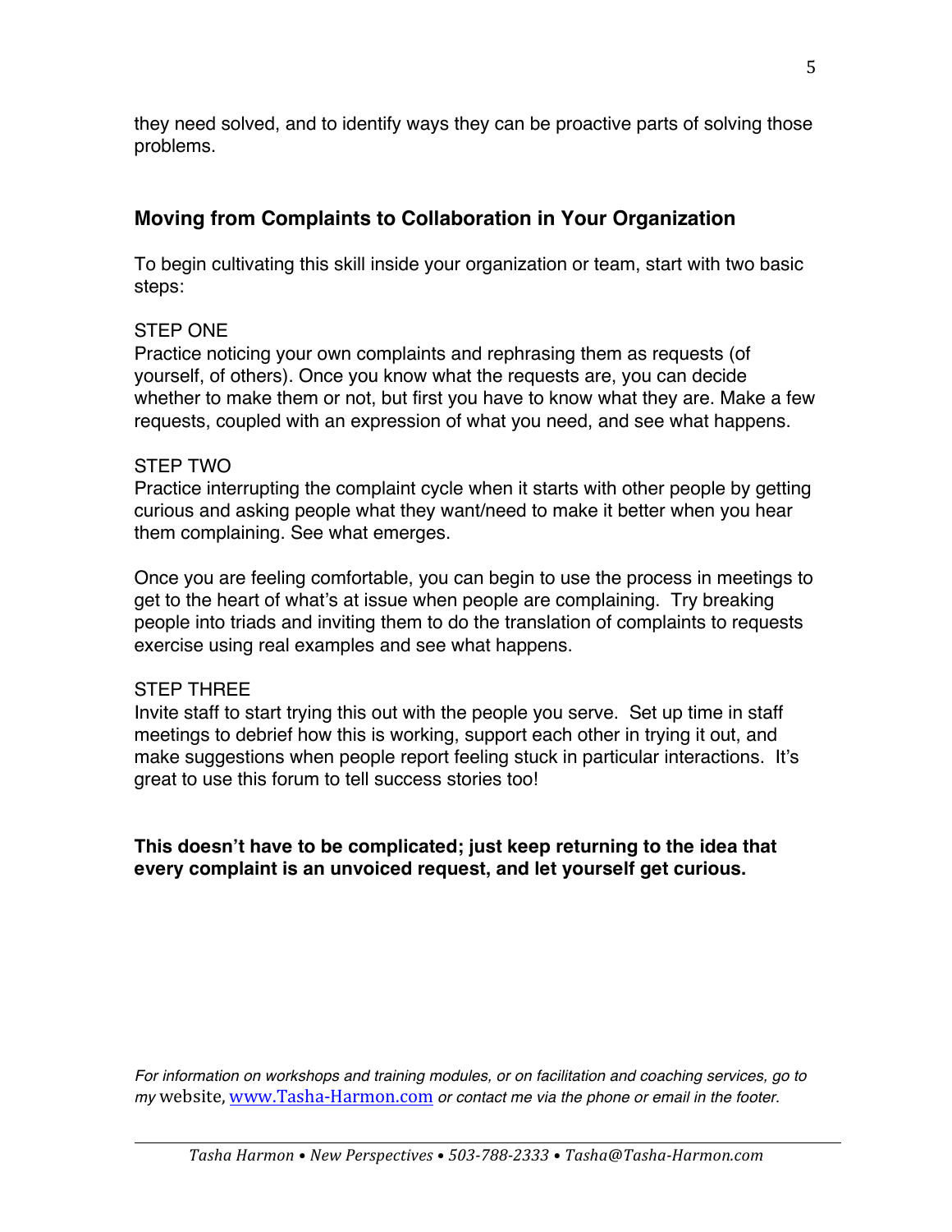they need solved, and to identify ways they can be proactive parts of solving those problems.

## Moving from Complaints to Collaboration in Your Organization

To begin cultivating this skill inside your organization or team, start with two basic steps:

STEP ONE
Practice noticing your own complaints and rephrasing them as requests (of yourself, of others). Once you know what the requests are, you can decide whether to make them or not, but first you have to know what they are. Make a few requests, coupled with an expression of what you need, and see what happens.

STEP TWO
Practice interrupting the complaint cycle when it starts with other people by getting curious and asking people what they want/need to make it better when you hear them complaining. See what emerges.

Once you are feeling comfortable, you can begin to use the process in meetings to get to the heart of what's at issue when people are complaining. Try breaking people into triads and inviting them to do the translation of complaints to requests exercise using real examples and see what happens.

STEP THREE
Invite staff to start trying this out with the people you serve. Set up time in staff meetings to debrief how this is working, support each other in trying it out, and make suggestions when people report feeling stuck in particular interactions. It's great to use this forum to tell success stories too!

**This doesn't have to be complicated; just keep returning to the idea that every complaint is an unvoiced request, and let yourself get curious.**

*For information on workshops and training modules, or on facilitation and coaching services, go to my website, [www.Tasha-Harmon.com](http://www.Tasha-Harmon.com) or contact me via the phone or email in the footer.*

*Tasha Harmon • New Perspectives • 503-788-2333 • Tasha@Tasha-Harmon.com*